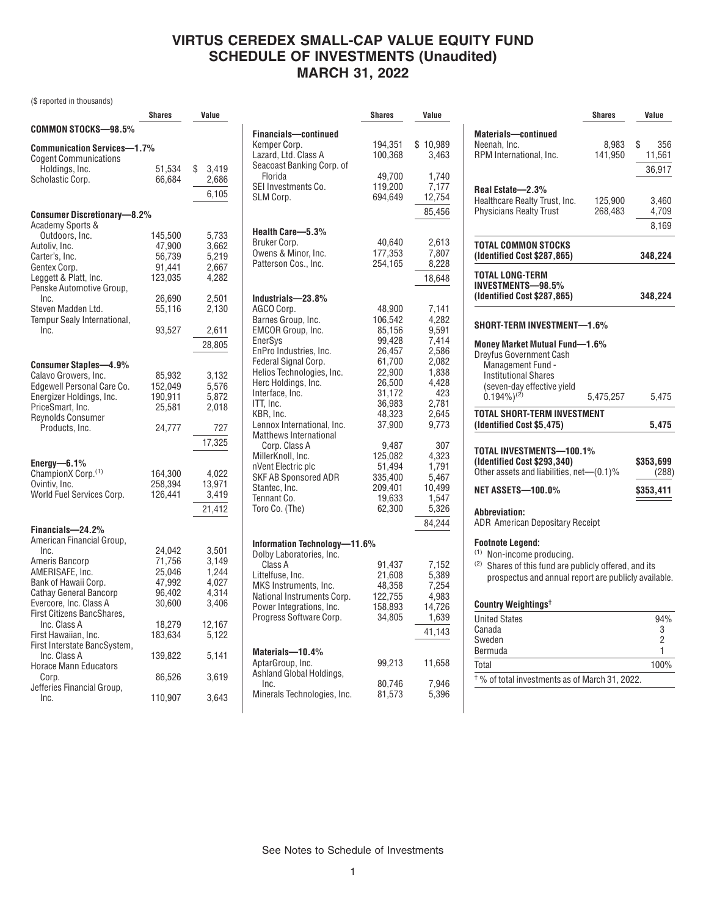# VIRTUS CEREDEX SMALL-CAP VALUE EQUITY FUND
# SCHEDULE OF INVESTMENTS (Unaudited)
# MARCH 31, 2022

($ reported in thousands)

| | Shares | Value |
|---|---|---|
| **COMMON STOCKS—98.5%** | | |
| **Communication Services—1.7%** | | |
| Cogent Communications Holdings, Inc. | 51,534 | $ 3,419 |
| Scholastic Corp. | 66,684 | 2,686 |
| | | 6,105 |
| **Consumer Discretionary—8.2%** | | |
| Academy Sports & Outdoors, Inc. | 145,500 | 5,733 |
| Autoliv, Inc. | 47,900 | 3,662 |
| Carter's, Inc. | 56,739 | 5,219 |
| Gentex Corp. | 91,441 | 2,667 |
| Leggett & Platt, Inc. | 123,035 | 4,282 |
| Penske Automotive Group, Inc. | 26,690 | 2,501 |
| Steven Madden Ltd. | 55,116 | 2,130 |
| Tempur Sealy International, Inc. | 93,527 | 2,611 |
| | | 28,805 |
| **Consumer Staples—4.9%** | | |
| Calavo Growers, Inc. | 85,932 | 3,132 |
| Edgewell Personal Care Co. | 152,049 | 5,576 |
| Energizer Holdings, Inc. | 190,911 | 5,872 |
| PriceSmart, Inc. | 25,581 | 2,018 |
| Reynolds Consumer Products, Inc. | 24,777 | 727 |
| | | 17,325 |
| **Energy—6.1%** | | |
| ChampionX Corp.[(1)] | 164,300 | 4,022 |
| Ovintiv, Inc. | 258,394 | 13,971 |
| World Fuel Services Corp. | 126,441 | 3,419 |
| | | 21,412 |
| **Financials—24.2%** | | |
| American Financial Group, Inc. | 24,042 | 3,501 |
| Ameris Bancorp | 71,756 | 3,149 |
| AMERISAFE, Inc. | 25,046 | 1,244 |
| Bank of Hawaii Corp. | 47,992 | 4,027 |
| Cathay General Bancorp | 96,402 | 4,314 |
| Evercore, Inc. Class A | 30,600 | 3,406 |
| First Citizens BancShares, Inc. Class A | 18,279 | 12,167 |
| First Hawaiian, Inc. | 183,634 | 5,122 |
| First Interstate BancSystem, Inc. Class A | 139,822 | 5,141 |
| Horace Mann Educators Corp. | 86,526 | 3,619 |
| Jefferies Financial Group, Inc. | 110,907 | 3,643 |
| **Financials—continued** | | |
| Kemper Corp. | 194,351 | $ 10,989 |
| Lazard, Ltd. Class A | 100,368 | 3,463 |
| Seacoast Banking Corp. of Florida | 49,700 | 1,740 |
| SEI Investments Co. | 119,200 | 7,177 |
| SLM Corp. | 694,649 | 12,754 |
| | | 85,456 |
| **Health Care—5.3%** | | |
| Bruker Corp. | 40,640 | 2,613 |
| Owens & Minor, Inc. | 177,353 | 7,807 |
| Patterson Cos., Inc. | 254,165 | 8,228 |
| | | 18,648 |
| **Industrials—23.8%** | | |
| AGCO Corp. | 48,900 | 7,141 |
| Barnes Group, Inc. | 106,542 | 4,282 |
| EMCOR Group, Inc. | 85,156 | 9,591 |
| EnerSys | 99,428 | 7,414 |
| EnPro Industries, Inc. | 26,457 | 2,586 |
| Federal Signal Corp. | 61,700 | 2,082 |
| Helios Technologies, Inc. | 22,900 | 1,838 |
| Herc Holdings, Inc. | 26,500 | 4,428 |
| Interface, Inc. | 31,172 | 423 |
| ITT, Inc. | 36,983 | 2,781 |
| KBR, Inc. | 48,323 | 2,645 |
| Lennox International, Inc. | 37,900 | 9,773 |
| Matthews International Corp. Class A | 9,487 | 307 |
| MillerKnoll, Inc. | 125,082 | 4,323 |
| nVent Electric plc | 51,494 | 1,791 |
| SKF AB Sponsored ADR | 335,400 | 5,467 |
| Stantec, Inc. | 209,401 | 10,499 |
| Tennant Co. | 19,633 | 1,547 |
| Toro Co. (The) | 62,300 | 5,326 |
| | | 84,244 |
| **Information Technology—11.6%** | | |
| Dolby Laboratories, Inc. Class A | 91,437 | 7,152 |
| Littelfuse, Inc. | 21,608 | 5,389 |
| MKS Instruments, Inc. | 48,358 | 7,254 |
| National Instruments Corp. | 122,755 | 4,983 |
| Power Integrations, Inc. | 158,893 | 14,726 |
| Progress Software Corp. | 34,805 | 1,639 |
| | | 41,143 |
| **Materials—10.4%** | | |
| AptarGroup, Inc. | 99,213 | 11,658 |
| Ashland Global Holdings, Inc. | 80,746 | 7,946 |
| Minerals Technologies, Inc. | 81,573 | 5,396 |
| **Materials—continued** | | |
| Neenah, Inc. | 8,983 | $ 356 |
| RPM International, Inc. | 141,950 | 11,561 |
| | | 36,917 |
| **Real Estate—2.3%** | | |
| Healthcare Realty Trust, Inc. | 125,900 | 3,460 |
| Physicians Realty Trust | 268,483 | 4,709 |
| | | 8,169 |
| **TOTAL COMMON STOCKS (Identified Cost $287,865)** | | **348,224** |
| **TOTAL LONG-TERM INVESTMENTS—98.5% (Identified Cost $287,865)** | | **348,224** |
| **SHORT-TERM INVESTMENT—1.6%** | | |
| **Money Market Mutual Fund—1.6%** | | |
| Dreyfus Government Cash Management Fund - Institutional Shares (seven-day effective yield 0.194%)[(2)] | 5,475,257 | 5,475 |
| **TOTAL SHORT-TERM INVESTMENT (Identified Cost $5,475)** | | **5,475** |
| **TOTAL INVESTMENTS—100.1% (Identified Cost $293,340)** | | **$353,699** |
| Other assets and liabilities, net—(0.1)% | | (288) |
| **NET ASSETS—100.0%** | | **$353,411** |

**Abbreviation:**
ADR American Depositary Receipt

**Footnote Legend:**
(1) Non-income producing.
(2) Shares of this fund are publicly offered, and its prospectus and annual report are publicly available.

**Country Weightings†**

| | |
|---|---|
| United States | 94% |
| Canada | 3 |
| Sweden | 2 |
| Bermuda | 1 |
| Total | 100% |

† % of total investments as of March 31, 2022.

See Notes to Schedule of Investments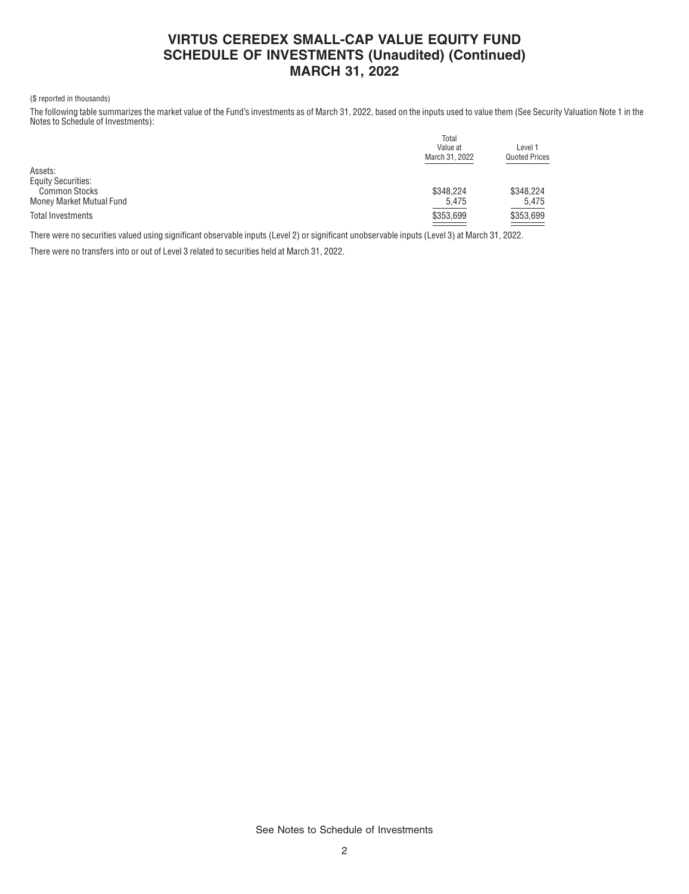# VIRTUS CEREDEX SMALL-CAP VALUE EQUITY FUND
# SCHEDULE OF INVESTMENTS (Unaudited) (Continued)
# MARCH 31, 2022

($ reported in thousands)

The following table summarizes the market value of the Fund's investments as of March 31, 2022, based on the inputs used to value them (See Security Valuation Note 1 in the Notes to Schedule of Investments):

| | Total Value at March 31, 2022 | Level 1 Quoted Prices |
|---|---|---|
| Assets: | | |
| Equity Securities: | | |
| Common Stocks | $348,224 | $348,224 |
| Money Market Mutual Fund | 5,475 | 5,475 |
| Total Investments | $353,699 | $353,699 |

There were no securities valued using significant observable inputs (Level 2) or significant unobservable inputs (Level 3) at March 31, 2022.

There were no transfers into or out of Level 3 related to securities held at March 31, 2022.

See Notes to Schedule of Investments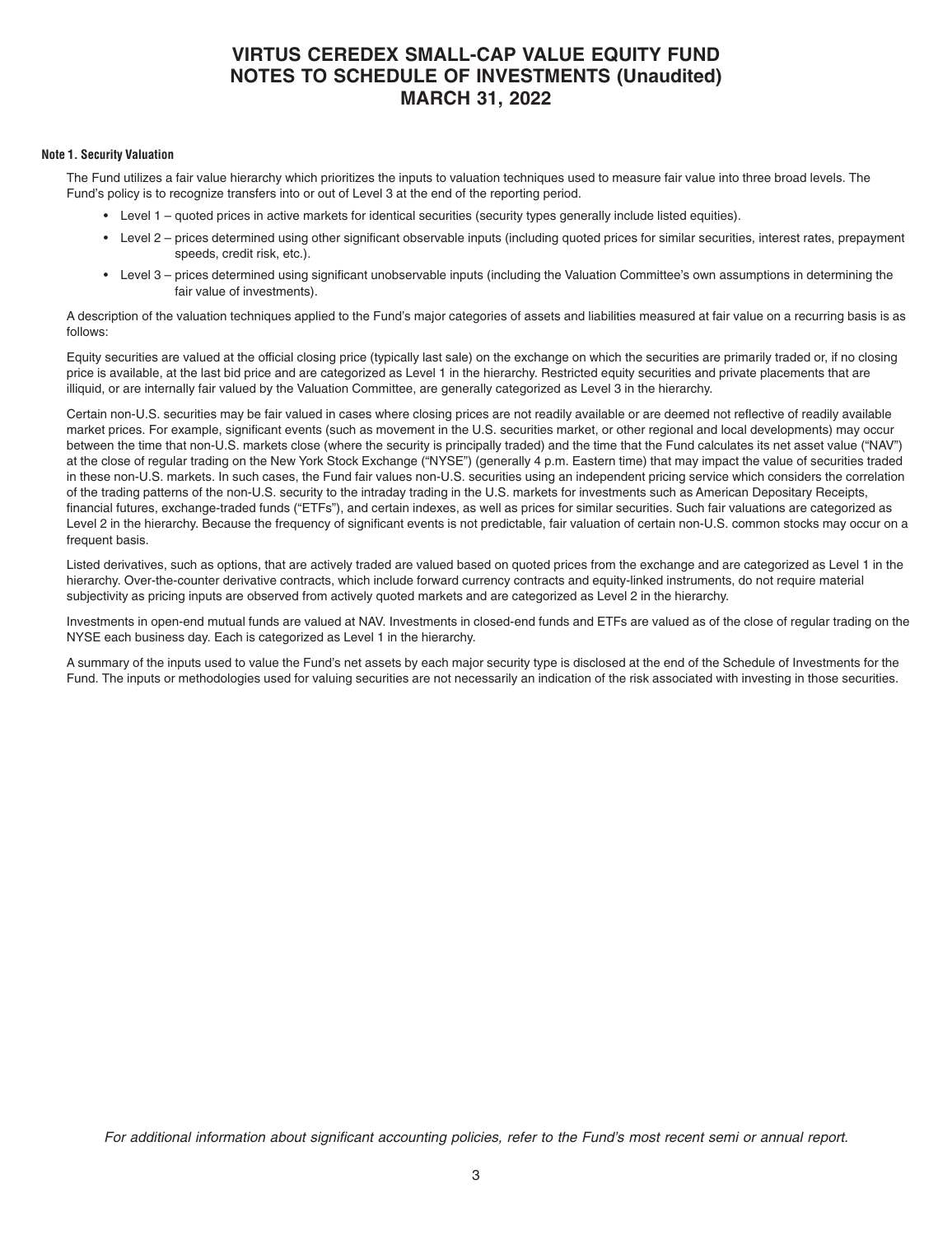# VIRTUS CEREDEX SMALL-CAP VALUE EQUITY FUND
# NOTES TO SCHEDULE OF INVESTMENTS (Unaudited)
# MARCH 31, 2022

**Note 1. Security Valuation**

The Fund utilizes a fair value hierarchy which prioritizes the inputs to valuation techniques used to measure fair value into three broad levels. The Fund's policy is to recognize transfers into or out of Level 3 at the end of the reporting period.

- Level 1 – quoted prices in active markets for identical securities (security types generally include listed equities).
- Level 2 – prices determined using other significant observable inputs (including quoted prices for similar securities, interest rates, prepayment speeds, credit risk, etc.).
- Level 3 – prices determined using significant unobservable inputs (including the Valuation Committee's own assumptions in determining the fair value of investments).

A description of the valuation techniques applied to the Fund's major categories of assets and liabilities measured at fair value on a recurring basis is as follows:

Equity securities are valued at the official closing price (typically last sale) on the exchange on which the securities are primarily traded or, if no closing price is available, at the last bid price and are categorized as Level 1 in the hierarchy. Restricted equity securities and private placements that are illiquid, or are internally fair valued by the Valuation Committee, are generally categorized as Level 3 in the hierarchy.

Certain non-U.S. securities may be fair valued in cases where closing prices are not readily available or are deemed not reflective of readily available market prices. For example, significant events (such as movement in the U.S. securities market, or other regional and local developments) may occur between the time that non-U.S. markets close (where the security is principally traded) and the time that the Fund calculates its net asset value ("NAV") at the close of regular trading on the New York Stock Exchange ("NYSE") (generally 4 p.m. Eastern time) that may impact the value of securities traded in these non-U.S. markets. In such cases, the Fund fair values non-U.S. securities using an independent pricing service which considers the correlation of the trading patterns of the non-U.S. security to the intraday trading in the U.S. markets for investments such as American Depositary Receipts, financial futures, exchange-traded funds ("ETFs"), and certain indexes, as well as prices for similar securities. Such fair valuations are categorized as Level 2 in the hierarchy. Because the frequency of significant events is not predictable, fair valuation of certain non-U.S. common stocks may occur on a frequent basis.

Listed derivatives, such as options, that are actively traded are valued based on quoted prices from the exchange and are categorized as Level 1 in the hierarchy. Over-the-counter derivative contracts, which include forward currency contracts and equity-linked instruments, do not require material subjectivity as pricing inputs are observed from actively quoted markets and are categorized as Level 2 in the hierarchy.

Investments in open-end mutual funds are valued at NAV. Investments in closed-end funds and ETFs are valued as of the close of regular trading on the NYSE each business day. Each is categorized as Level 1 in the hierarchy.

A summary of the inputs used to value the Fund's net assets by each major security type is disclosed at the end of the Schedule of Investments for the Fund. The inputs or methodologies used for valuing securities are not necessarily an indication of the risk associated with investing in those securities.

*For additional information about significant accounting policies, refer to the Fund's most recent semi or annual report.*